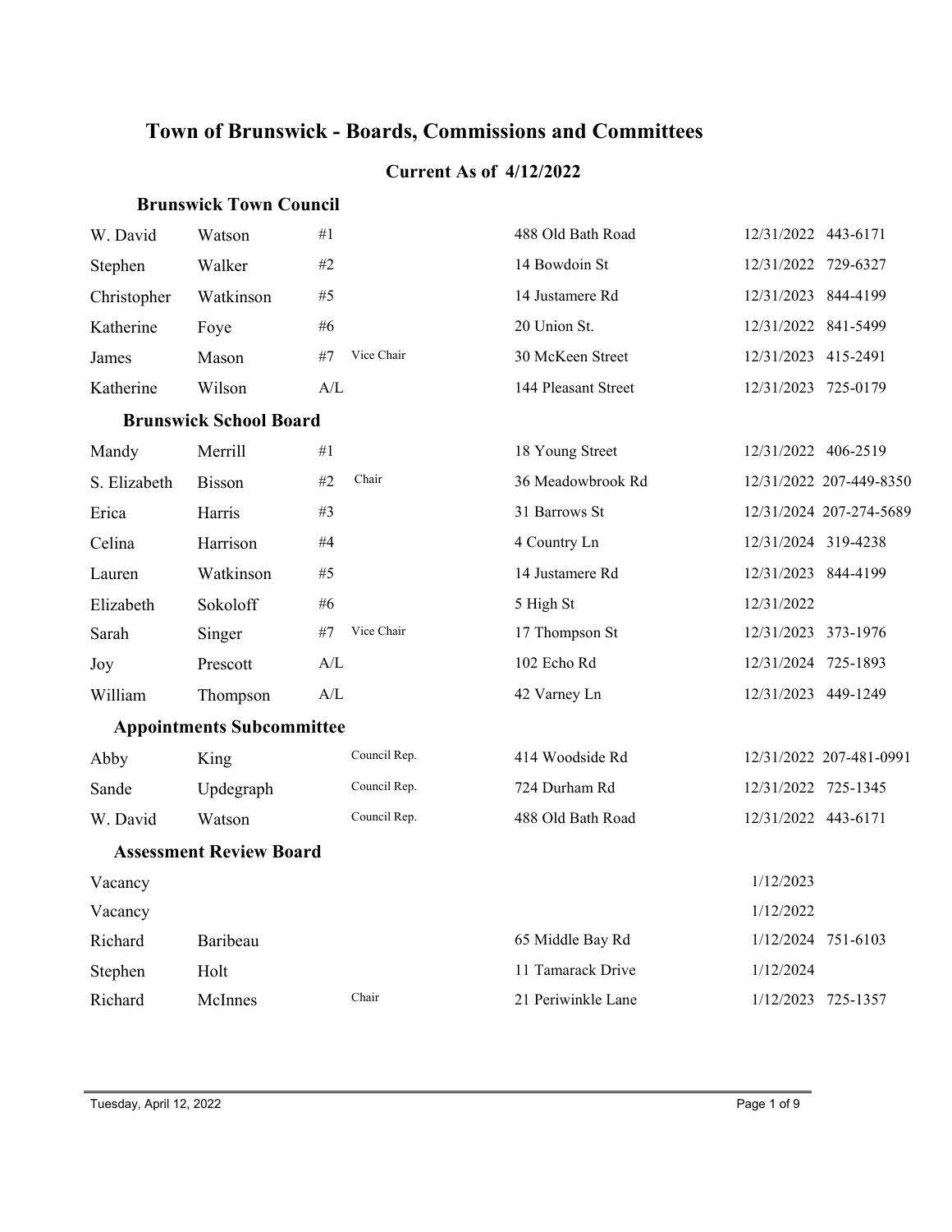# Town of Brunswick - Boards, Commissions and Committees

## Current As of 4/12/2022

### Brunswick Town Council

| First Name | Last Name | Seat | Position | Address | Term Expires | Phone |
|---|---|---|---|---|---|---|
| W. David | Watson | #1 | | 488 Old Bath Road | 12/31/2022 | 443-6171 |
| Stephen | Walker | #2 | | 14 Bowdoin St | 12/31/2022 | 729-6327 |
| Christopher | Watkinson | #5 | | 14 Justamere Rd | 12/31/2023 | 844-4199 |
| Katherine | Foye | #6 | | 20 Union St. | 12/31/2022 | 841-5499 |
| James | Mason | #7 | Vice Chair | 30 McKeen Street | 12/31/2023 | 415-2491 |
| Katherine | Wilson | A/L | | 144 Pleasant Street | 12/31/2023 | 725-0179 |

### Brunswick School Board

| First Name | Last Name | Seat | Position | Address | Term Expires | Phone |
|---|---|---|---|---|---|---|
| Mandy | Merrill | #1 | | 18 Young Street | 12/31/2022 | 406-2519 |
| S. Elizabeth | Bisson | #2 | Chair | 36 Meadowbrook Rd | 12/31/2022 | 207-449-8350 |
| Erica | Harris | #3 | | 31 Barrows St | 12/31/2024 | 207-274-5689 |
| Celina | Harrison | #4 | | 4 Country Ln | 12/31/2024 | 319-4238 |
| Lauren | Watkinson | #5 | | 14 Justamere Rd | 12/31/2023 | 844-4199 |
| Elizabeth | Sokoloff | #6 | | 5 High St | 12/31/2022 | |
| Sarah | Singer | #7 | Vice Chair | 17 Thompson St | 12/31/2023 | 373-1976 |
| Joy | Prescott | A/L | | 102 Echo Rd | 12/31/2024 | 725-1893 |
| William | Thompson | A/L | | 42 Varney Ln | 12/31/2023 | 449-1249 |

### Appointments Subcommittee

| First Name | Last Name | Seat | Position | Address | Term Expires | Phone |
|---|---|---|---|---|---|---|
| Abby | King | | Council Rep. | 414 Woodside Rd | 12/31/2022 | 207-481-0991 |
| Sande | Updegraph | | Council Rep. | 724 Durham Rd | 12/31/2022 | 725-1345 |
| W. David | Watson | | Council Rep. | 488 Old Bath Road | 12/31/2022 | 443-6171 |

### Assessment Review Board

| First Name | Last Name | Seat | Position | Address | Term Expires | Phone |
|---|---|---|---|---|---|---|
| Vacancy | | | | | 1/12/2023 | |
| Vacancy | | | | | 1/12/2022 | |
| Richard | Baribeau | | | 65 Middle Bay Rd | 1/12/2024 | 751-6103 |
| Stephen | Holt | | | 11 Tamarack Drive | 1/12/2024 | |
| Richard | McInnes | | Chair | 21 Periwinkle Lane | 1/12/2023 | 725-1357 |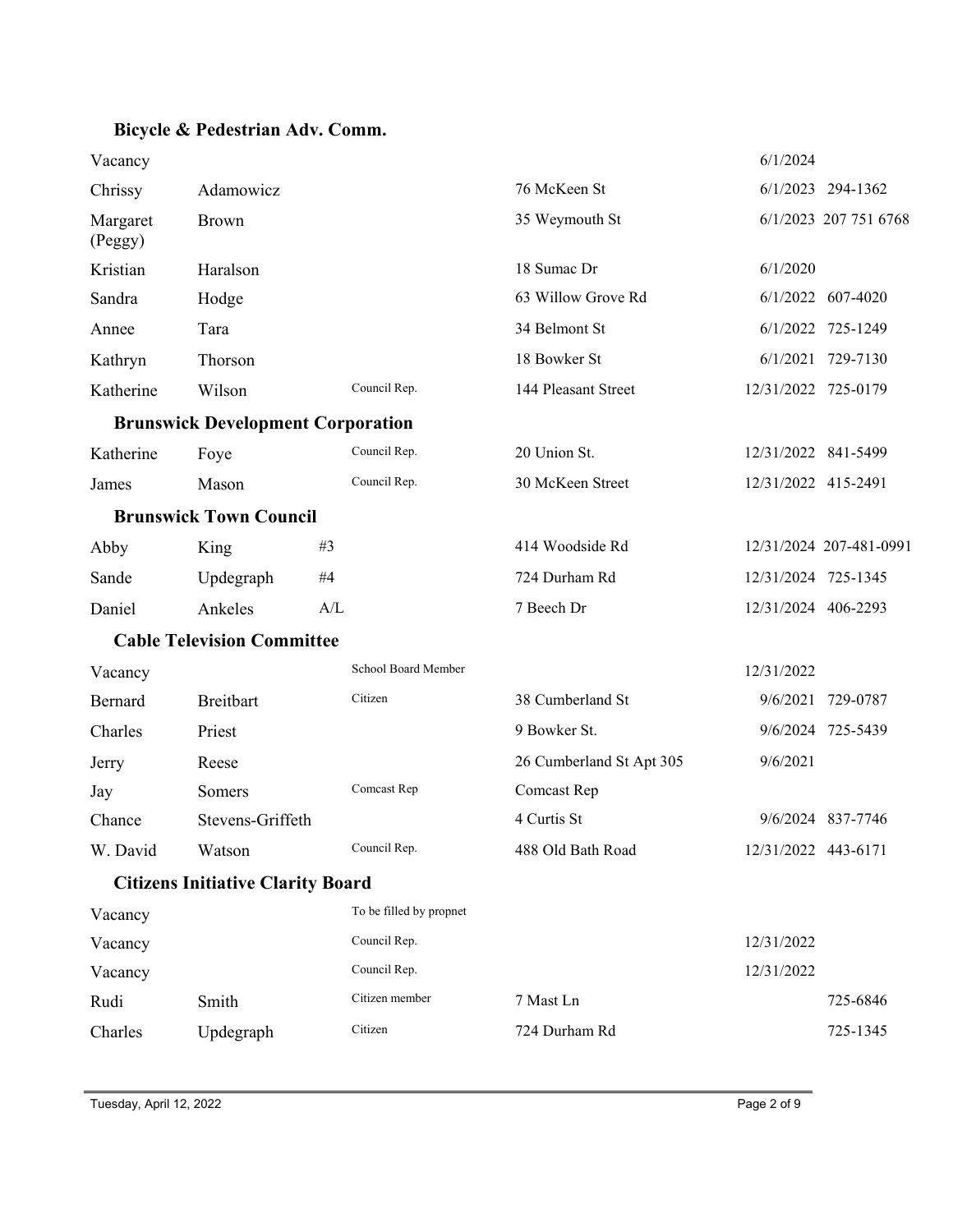## Bicycle & Pedestrian Adv. Comm.

| First Name | Last Name | Seat | Role | Address | Term Expires | Phone |
|---|---|---|---|---|---|---|
| Vacancy | | | | | 6/1/2024 | |
| Chrissy | Adamowicz | | | 76 McKeen St | 6/1/2023 | 294-1362 |
| Margaret (Peggy) | Brown | | | 35 Weymouth St | 6/1/2023 | 207 751 6768 |
| Kristian | Haralson | | | 18 Sumac Dr | 6/1/2020 | |
| Sandra | Hodge | | | 63 Willow Grove Rd | 6/1/2022 | 607-4020 |
| Annee | Tara | | | 34 Belmont St | 6/1/2022 | 725-1249 |
| Kathryn | Thorson | | | 18 Bowker St | 6/1/2021 | 729-7130 |
| Katherine | Wilson | | Council Rep. | 144 Pleasant Street | 12/31/2022 | 725-0179 |

## Brunswick Development Corporation

| First Name | Last Name | Seat | Role | Address | Term Expires | Phone |
|---|---|---|---|---|---|---|
| Katherine | Foye | | Council Rep. | 20 Union St. | 12/31/2022 | 841-5499 |
| James | Mason | | Council Rep. | 30 McKeen Street | 12/31/2022 | 415-2491 |

## Brunswick Town Council

| First Name | Last Name | Seat | Role | Address | Term Expires | Phone |
|---|---|---|---|---|---|---|
| Abby | King | #3 | | 414 Woodside Rd | 12/31/2024 | 207-481-0991 |
| Sande | Updegraph | #4 | | 724 Durham Rd | 12/31/2024 | 725-1345 |
| Daniel | Ankeles | A/L | | 7 Beech Dr | 12/31/2024 | 406-2293 |

## Cable Television Committee

| First Name | Last Name | Seat | Role | Address | Term Expires | Phone |
|---|---|---|---|---|---|---|
| Vacancy | | | School Board Member | | 12/31/2022 | |
| Bernard | Breitbart | | Citizen | 38 Cumberland St | 9/6/2021 | 729-0787 |
| Charles | Priest | | | 9 Bowker St. | 9/6/2024 | 725-5439 |
| Jerry | Reese | | | 26 Cumberland St Apt 305 | 9/6/2021 | |
| Jay | Somers | | Comcast Rep | Comcast Rep | | |
| Chance | Stevens-Griffeth | | | 4 Curtis St | 9/6/2024 | 837-7746 |
| W. David | Watson | | Council Rep. | 488 Old Bath Road | 12/31/2022 | 443-6171 |

## Citizens Initiative Clarity Board

| First Name | Last Name | Seat | Role | Address | Term Expires | Phone |
|---|---|---|---|---|---|---|
| Vacancy | | | To be filled by propnet | | | |
| Vacancy | | | Council Rep. | | 12/31/2022 | |
| Vacancy | | | Council Rep. | | 12/31/2022 | |
| Rudi | Smith | | Citizen member | 7 Mast Ln | | 725-6846 |
| Charles | Updegraph | | Citizen | 724 Durham Rd | | 725-1345 |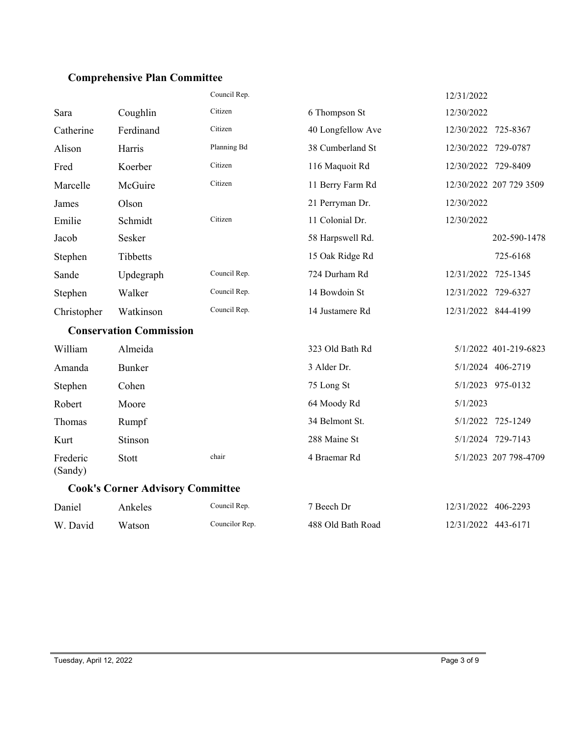## Comprehensive Plan Committee

| First Name | Last Name | Role | Address | Term Expires | Phone |
|---|---|---|---|---|---|
| | | Council Rep. | | 12/31/2022 | |
| Sara | Coughlin | Citizen | 6 Thompson St | 12/30/2022 | |
| Catherine | Ferdinand | Citizen | 40 Longfellow Ave | 12/30/2022 | 725-8367 |
| Alison | Harris | Planning Bd | 38 Cumberland St | 12/30/2022 | 729-0787 |
| Fred | Koerber | Citizen | 116 Maquoit Rd | 12/30/2022 | 729-8409 |
| Marcelle | McGuire | Citizen | 11 Berry Farm Rd | 12/30/2022 | 207 729 3509 |
| James | Olson | | 21 Perryman Dr. | 12/30/2022 | |
| Emilie | Schmidt | Citizen | 11 Colonial Dr. | 12/30/2022 | |
| Jacob | Sesker | | 58 Harpswell Rd. | | 202-590-1478 |
| Stephen | Tibbetts | | 15 Oak Ridge Rd | | 725-6168 |
| Sande | Updegraph | Council Rep. | 724 Durham Rd | 12/31/2022 | 725-1345 |
| Stephen | Walker | Council Rep. | 14 Bowdoin St | 12/31/2022 | 729-6327 |
| Christopher | Watkinson | Council Rep. | 14 Justamere Rd | 12/31/2022 | 844-4199 |

## Conservation Commission

| First Name | Last Name | Role | Address | Term Expires | Phone |
|---|---|---|---|---|---|
| William | Almeida | | 323 Old Bath Rd | 5/1/2022 | 401-219-6823 |
| Amanda | Bunker | | 3 Alder Dr. | 5/1/2024 | 406-2719 |
| Stephen | Cohen | | 75 Long St | 5/1/2023 | 975-0132 |
| Robert | Moore | | 64 Moody Rd | 5/1/2023 | |
| Thomas | Rumpf | | 34 Belmont St. | 5/1/2022 | 725-1249 |
| Kurt | Stinson | | 288 Maine St | 5/1/2024 | 729-7143 |
| Frederic (Sandy) | Stott | chair | 4 Braemar Rd | 5/1/2023 | 207 798-4709 |

## Cook's Corner Advisory Committee

| First Name | Last Name | Role | Address | Term Expires | Phone |
|---|---|---|---|---|---|
| Daniel | Ankeles | Council Rep. | 7 Beech Dr | 12/31/2022 | 406-2293 |
| W. David | Watson | Councilor Rep. | 488 Old Bath Road | 12/31/2022 | 443-6171 |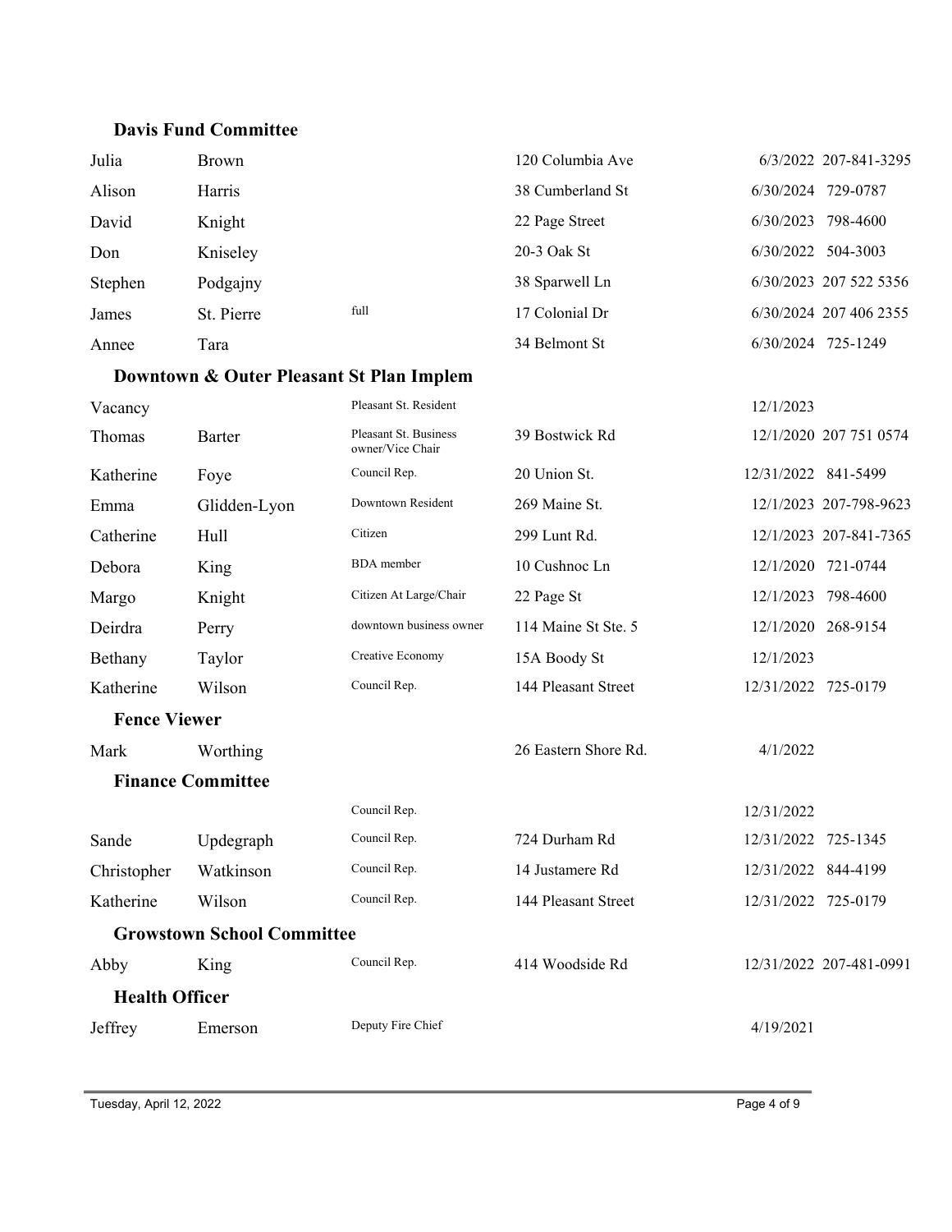### Davis Fund Committee

| First Name | Last Name | Position | Address | Term | Phone |
|---|---|---|---|---|---|
| Julia | Brown | | 120 Columbia Ave | 6/3/2022 | 207-841-3295 |
| Alison | Harris | | 38 Cumberland St | 6/30/2024 | 729-0787 |
| David | Knight | | 22 Page Street | 6/30/2023 | 798-4600 |
| Don | Kniseley | | 20-3 Oak St | 6/30/2022 | 504-3003 |
| Stephen | Podgajny | | 38 Sparwell Ln | 6/30/2023 | 207 522 5356 |
| James | St. Pierre | full | 17 Colonial Dr | 6/30/2024 | 207 406 2355 |
| Annee | Tara | | 34 Belmont St | 6/30/2024 | 725-1249 |

### Downtown & Outer Pleasant St Plan Implem

| First Name | Last Name | Position | Address | Term | Phone |
|---|---|---|---|---|---|
| Vacancy | | Pleasant St. Resident | | 12/1/2023 | |
| Thomas | Barter | Pleasant St. Business owner/Vice Chair | 39 Bostwick Rd | 12/1/2020 | 207 751 0574 |
| Katherine | Foye | Council Rep. | 20 Union St. | 12/31/2022 | 841-5499 |
| Emma | Glidden-Lyon | Downtown Resident | 269 Maine St. | 12/1/2023 | 207-798-9623 |
| Catherine | Hull | Citizen | 299 Lunt Rd. | 12/1/2023 | 207-841-7365 |
| Debora | King | BDA member | 10 Cushnoc Ln | 12/1/2020 | 721-0744 |
| Margo | Knight | Citizen At Large/Chair | 22 Page St | 12/1/2023 | 798-4600 |
| Deirdra | Perry | downtown business owner | 114 Maine St Ste. 5 | 12/1/2020 | 268-9154 |
| Bethany | Taylor | Creative Economy | 15A Boody St | 12/1/2023 | |
| Katherine | Wilson | Council Rep. | 144 Pleasant Street | 12/31/2022 | 725-0179 |

### Fence Viewer

| First Name | Last Name | Position | Address | Term | Phone |
|---|---|---|---|---|---|
| Mark | Worthing | | 26 Eastern Shore Rd. | 4/1/2022 | |

### Finance Committee

| First Name | Last Name | Position | Address | Term | Phone |
|---|---|---|---|---|---|
| | | Council Rep. | | 12/31/2022 | |
| Sande | Updegraph | Council Rep. | 724 Durham Rd | 12/31/2022 | 725-1345 |
| Christopher | Watkinson | Council Rep. | 14 Justamere Rd | 12/31/2022 | 844-4199 |
| Katherine | Wilson | Council Rep. | 144 Pleasant Street | 12/31/2022 | 725-0179 |

### Growstown School Committee

| First Name | Last Name | Position | Address | Term | Phone |
|---|---|---|---|---|---|
| Abby | King | Council Rep. | 414 Woodside Rd | 12/31/2022 | 207-481-0991 |

### Health Officer

| First Name | Last Name | Position | Address | Term | Phone |
|---|---|---|---|---|---|
| Jeffrey | Emerson | Deputy Fire Chief | | 4/19/2021 | |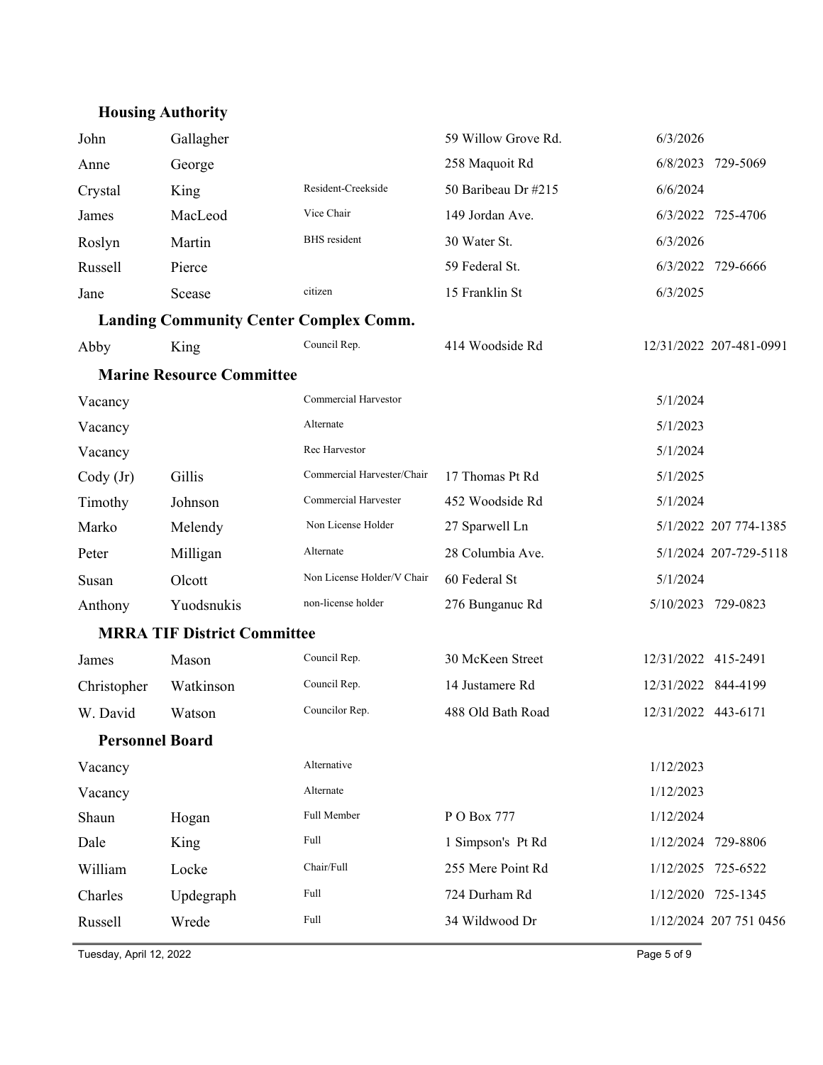### Housing Authority

| | | | | | |
|---|---|---|---|---|---|
| John | Gallagher | | 59 Willow Grove Rd. | 6/3/2026 | |
| Anne | George | | 258 Maquoit Rd | 6/8/2023 | 729-5069 |
| Crystal | King | Resident-Creekside | 50 Baribeau Dr #215 | 6/6/2024 | |
| James | MacLeod | Vice Chair | 149 Jordan Ave. | 6/3/2022 | 725-4706 |
| Roslyn | Martin | BHS resident | 30 Water St. | 6/3/2026 | |
| Russell | Pierce | | 59 Federal St. | 6/3/2022 | 729-6666 |
| Jane | Scease | citizen | 15 Franklin St | 6/3/2025 | |

### Landing Community Center Complex Comm.

| | | | | | |
|---|---|---|---|---|---|
| Abby | King | Council Rep. | 414 Woodside Rd | 12/31/2022 | 207-481-0991 |

### Marine Resource Committee

| | | | | | |
|---|---|---|---|---|---|
| Vacancy | | Commercial Harvestor | | 5/1/2024 | |
| Vacancy | | Alternate | | 5/1/2023 | |
| Vacancy | | Rec Harvestor | | 5/1/2024 | |
| Cody (Jr) | Gillis | Commercial Harvester/Chair | 17 Thomas Pt Rd | 5/1/2025 | |
| Timothy | Johnson | Commercial Harvester | 452 Woodside Rd | 5/1/2024 | |
| Marko | Melendy | Non License Holder | 27 Sparwell Ln | 5/1/2022 | 207 774-1385 |
| Peter | Milligan | Alternate | 28 Columbia Ave. | 5/1/2024 | 207-729-5118 |
| Susan | Olcott | Non License Holder/V Chair | 60 Federal St | 5/1/2024 | |
| Anthony | Yuodsnukis | non-license holder | 276 Bunganuc Rd | 5/10/2023 | 729-0823 |

### MRRA TIF District Committee

| | | | | | |
|---|---|---|---|---|---|
| James | Mason | Council Rep. | 30 McKeen Street | 12/31/2022 | 415-2491 |
| Christopher | Watkinson | Council Rep. | 14 Justamere Rd | 12/31/2022 | 844-4199 |
| W. David | Watson | Councilor Rep. | 488 Old Bath Road | 12/31/2022 | 443-6171 |

### Personnel Board

| | | | | | |
|---|---|---|---|---|---|
| Vacancy | | Alternative | | 1/12/2023 | |
| Vacancy | | Alternate | | 1/12/2023 | |
| Shaun | Hogan | Full Member | P O Box 777 | 1/12/2024 | |
| Dale | King | Full | 1 Simpson's Pt Rd | 1/12/2024 | 729-8806 |
| William | Locke | Chair/Full | 255 Mere Point Rd | 1/12/2025 | 725-6522 |
| Charles | Updegraph | Full | 724 Durham Rd | 1/12/2020 | 725-1345 |
| Russell | Wrede | Full | 34 Wildwood Dr | 1/12/2024 | 207 751 0456 |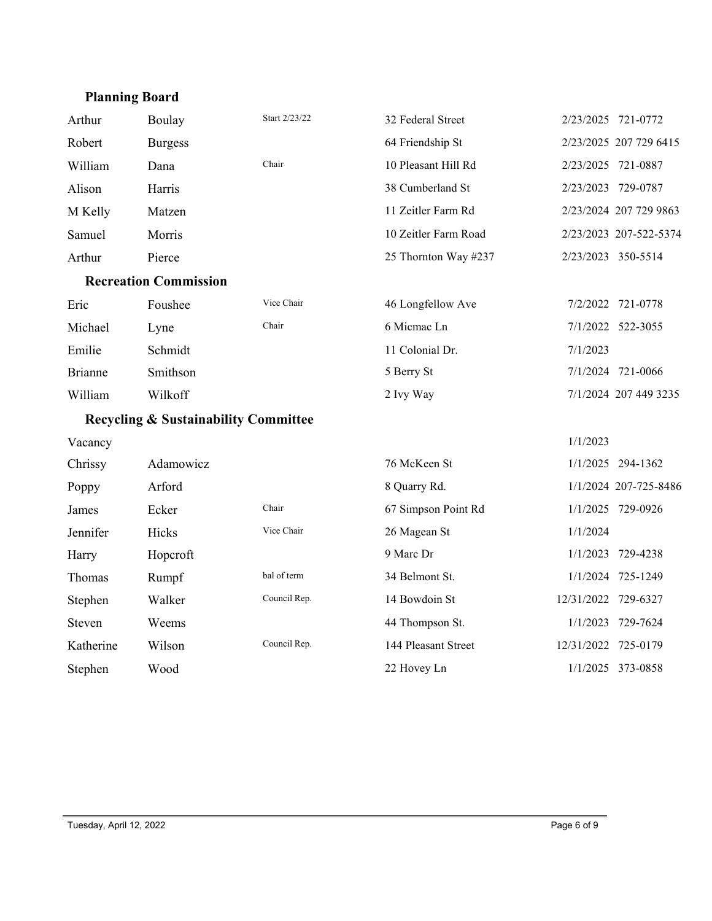## Planning Board

| First Name | Last Name | Note | Address | Term | Phone |
|---|---|---|---|---|---|
| Arthur | Boulay | Start 2/23/22 | 32 Federal Street | 2/23/2025 | 721-0772 |
| Robert | Burgess | | 64 Friendship St | 2/23/2025 | 207 729 6415 |
| William | Dana | Chair | 10 Pleasant Hill Rd | 2/23/2025 | 721-0887 |
| Alison | Harris | | 38 Cumberland St | 2/23/2023 | 729-0787 |
| M Kelly | Matzen | | 11 Zeitler Farm Rd | 2/23/2024 | 207 729 9863 |
| Samuel | Morris | | 10 Zeitler Farm Road | 2/23/2023 | 207-522-5374 |
| Arthur | Pierce | | 25 Thornton Way #237 | 2/23/2023 | 350-5514 |

## Recreation Commission

| First Name | Last Name | Note | Address | Term | Phone |
|---|---|---|---|---|---|
| Eric | Foushee | Vice Chair | 46 Longfellow Ave | 7/2/2022 | 721-0778 |
| Michael | Lyne | Chair | 6 Micmac Ln | 7/1/2022 | 522-3055 |
| Emilie | Schmidt | | 11 Colonial Dr. | 7/1/2023 | |
| Brianne | Smithson | | 5 Berry St | 7/1/2024 | 721-0066 |
| William | Wilkoff | | 2 Ivy Way | 7/1/2024 | 207 449 3235 |

## Recycling & Sustainability Committee

| First Name | Last Name | Note | Address | Term | Phone |
|---|---|---|---|---|---|
| Vacancy | | | | 1/1/2023 | |
| Chrissy | Adamowicz | | 76 McKeen St | 1/1/2025 | 294-1362 |
| Poppy | Arford | | 8 Quarry Rd. | 1/1/2024 | 207-725-8486 |
| James | Ecker | Chair | 67 Simpson Point Rd | 1/1/2025 | 729-0926 |
| Jennifer | Hicks | Vice Chair | 26 Magean St | 1/1/2024 | |
| Harry | Hopcroft | | 9 Marc Dr | 1/1/2023 | 729-4238 |
| Thomas | Rumpf | bal of term | 34 Belmont St. | 1/1/2024 | 725-1249 |
| Stephen | Walker | Council Rep. | 14 Bowdoin St | 12/31/2022 | 729-6327 |
| Steven | Weems | | 44 Thompson St. | 1/1/2023 | 729-7624 |
| Katherine | Wilson | Council Rep. | 144 Pleasant Street | 12/31/2022 | 725-0179 |
| Stephen | Wood | | 22 Hovey Ln | 1/1/2025 | 373-0858 |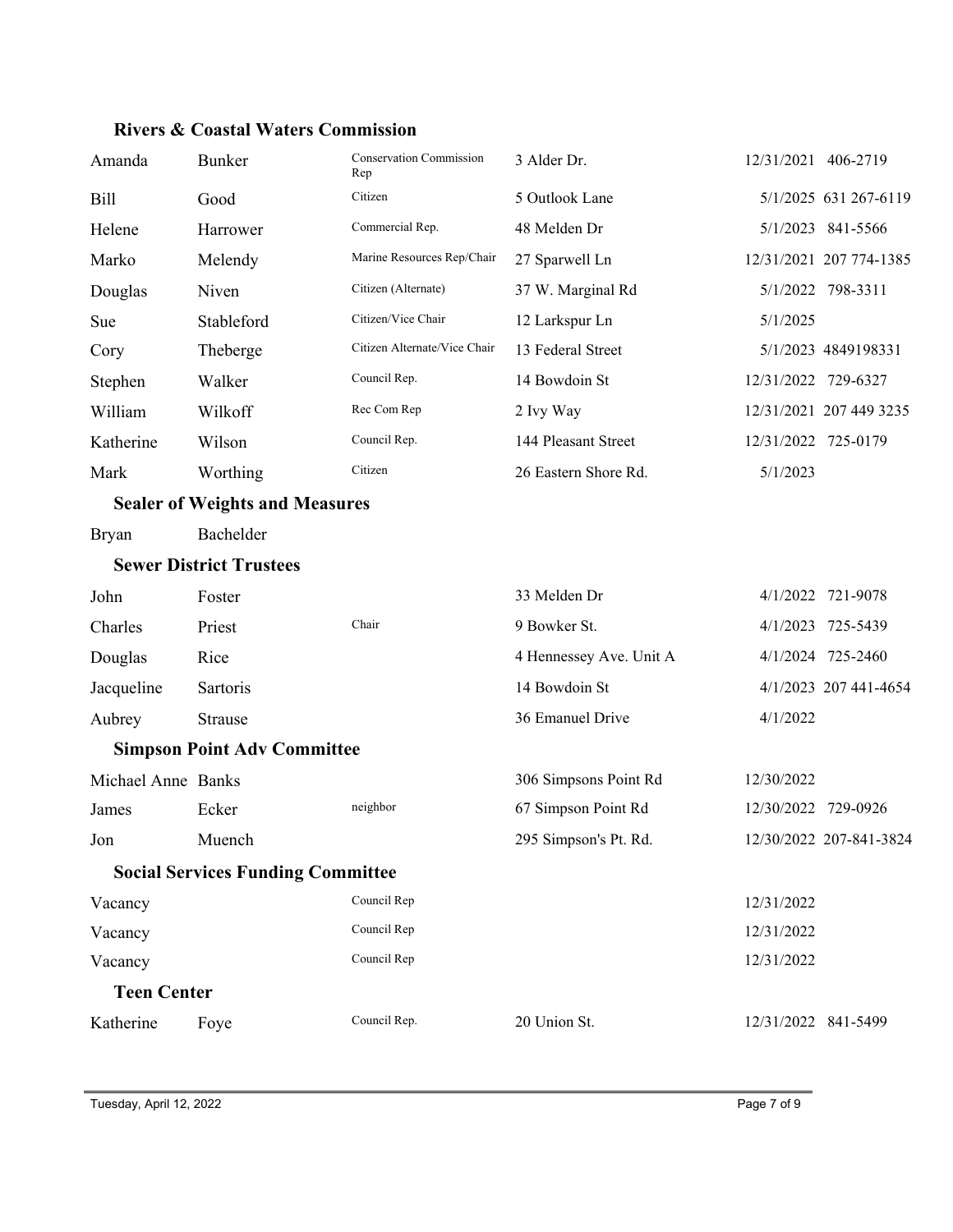### Rivers & Coastal Waters Commission

| | | | | | |
|---|---|---|---|---|---|
| Amanda | Bunker | Conservation Commission Rep | 3 Alder Dr. | 12/31/2021 | 406-2719 |
| Bill | Good | Citizen | 5 Outlook Lane | 5/1/2025 | 631 267-6119 |
| Helene | Harrower | Commercial Rep. | 48 Melden Dr | 5/1/2023 | 841-5566 |
| Marko | Melendy | Marine Resources Rep/Chair | 27 Sparwell Ln | 12/31/2021 | 207 774-1385 |
| Douglas | Niven | Citizen (Alternate) | 37 W. Marginal Rd | 5/1/2022 | 798-3311 |
| Sue | Stableford | Citizen/Vice Chair | 12 Larkspur Ln | 5/1/2025 | |
| Cory | Theberge | Citizen Alternate/Vice Chair | 13 Federal Street | 5/1/2023 | 4849198331 |
| Stephen | Walker | Council Rep. | 14 Bowdoin St | 12/31/2022 | 729-6327 |
| William | Wilkoff | Rec Com Rep | 2 Ivy Way | 12/31/2021 | 207 449 3235 |
| Katherine | Wilson | Council Rep. | 144 Pleasant Street | 12/31/2022 | 725-0179 |
| Mark | Worthing | Citizen | 26 Eastern Shore Rd. | 5/1/2023 | |

### Sealer of Weights and Measures

| | | | | | |
|---|---|---|---|---|---|
| Bryan | Bachelder | | | | |

### Sewer District Trustees

| | | | | | |
|---|---|---|---|---|---|
| John | Foster | | 33 Melden Dr | 4/1/2022 | 721-9078 |
| Charles | Priest | Chair | 9 Bowker St. | 4/1/2023 | 725-5439 |
| Douglas | Rice | | 4 Hennessey Ave. Unit A | 4/1/2024 | 725-2460 |
| Jacqueline | Sartoris | | 14 Bowdoin St | 4/1/2023 | 207 441-4654 |
| Aubrey | Strause | | 36 Emanuel Drive | 4/1/2022 | |

### Simpson Point Adv Committee

| | | | | | |
|---|---|---|---|---|---|
| Michael Anne | Banks | | 306 Simpsons Point Rd | 12/30/2022 | |
| James | Ecker | neighbor | 67 Simpson Point Rd | 12/30/2022 | 729-0926 |
| Jon | Muench | | 295 Simpson's Pt. Rd. | 12/30/2022 | 207-841-3824 |

### Social Services Funding Committee

| | | | | | |
|---|---|---|---|---|---|
| Vacancy | | Council Rep | | 12/31/2022 | |
| Vacancy | | Council Rep | | 12/31/2022 | |
| Vacancy | | Council Rep | | 12/31/2022 | |

### Teen Center

| | | | | | |
|---|---|---|---|---|---|
| Katherine | Foye | Council Rep. | 20 Union St. | 12/31/2022 | 841-5499 |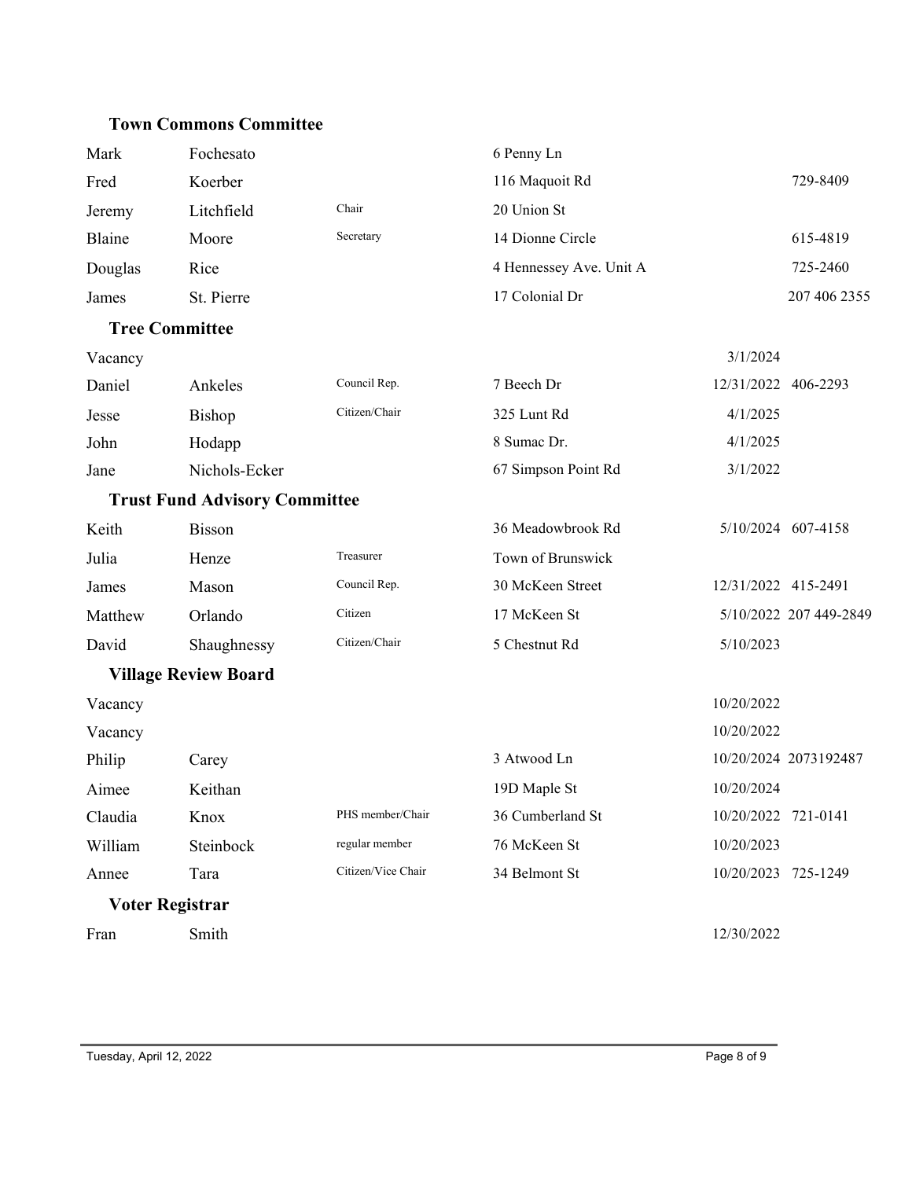### Town Commons Committee

| First Name | Last Name | Position | Address | Term Expires | Phone |
|---|---|---|---|---|---|
| Mark | Fochesato | | 6 Penny Ln | | |
| Fred | Koerber | | 116 Maquoit Rd | | 729-8409 |
| Jeremy | Litchfield | Chair | 20 Union St | | |
| Blaine | Moore | Secretary | 14 Dionne Circle | | 615-4819 |
| Douglas | Rice | | 4 Hennessey Ave. Unit A | | 725-2460 |
| James | St. Pierre | | 17 Colonial Dr | | 207 406 2355 |

### Tree Committee

| First Name | Last Name | Position | Address | Term Expires | Phone |
|---|---|---|---|---|---|
| Vacancy | | | | 3/1/2024 | |
| Daniel | Ankeles | Council Rep. | 7 Beech Dr | 12/31/2022 | 406-2293 |
| Jesse | Bishop | Citizen/Chair | 325 Lunt Rd | 4/1/2025 | |
| John | Hodapp | | 8 Sumac Dr. | 4/1/2025 | |
| Jane | Nichols-Ecker | | 67 Simpson Point Rd | 3/1/2022 | |

### Trust Fund Advisory Committee

| First Name | Last Name | Position | Address | Term Expires | Phone |
|---|---|---|---|---|---|
| Keith | Bisson | | 36 Meadowbrook Rd | 5/10/2024 | 607-4158 |
| Julia | Henze | Treasurer | Town of Brunswick | | |
| James | Mason | Council Rep. | 30 McKeen Street | 12/31/2022 | 415-2491 |
| Matthew | Orlando | Citizen | 17 McKeen St | 5/10/2022 | 207 449-2849 |
| David | Shaughnessy | Citizen/Chair | 5 Chestnut Rd | 5/10/2023 | |

### Village Review Board

| First Name | Last Name | Position | Address | Term Expires | Phone |
|---|---|---|---|---|---|
| Vacancy | | | | 10/20/2022 | |
| Vacancy | | | | 10/20/2022 | |
| Philip | Carey | | 3 Atwood Ln | 10/20/2024 | 2073192487 |
| Aimee | Keithan | | 19D Maple St | 10/20/2024 | |
| Claudia | Knox | PHS member/Chair | 36 Cumberland St | 10/20/2022 | 721-0141 |
| William | Steinbock | regular member | 76 McKeen St | 10/20/2023 | |
| Annee | Tara | Citizen/Vice Chair | 34 Belmont St | 10/20/2023 | 725-1249 |

### Voter Registrar

| First Name | Last Name | Position | Address | Term Expires | Phone |
|---|---|---|---|---|---|
| Fran | Smith | | | 12/30/2022 | |

Tuesday, April 12, 2022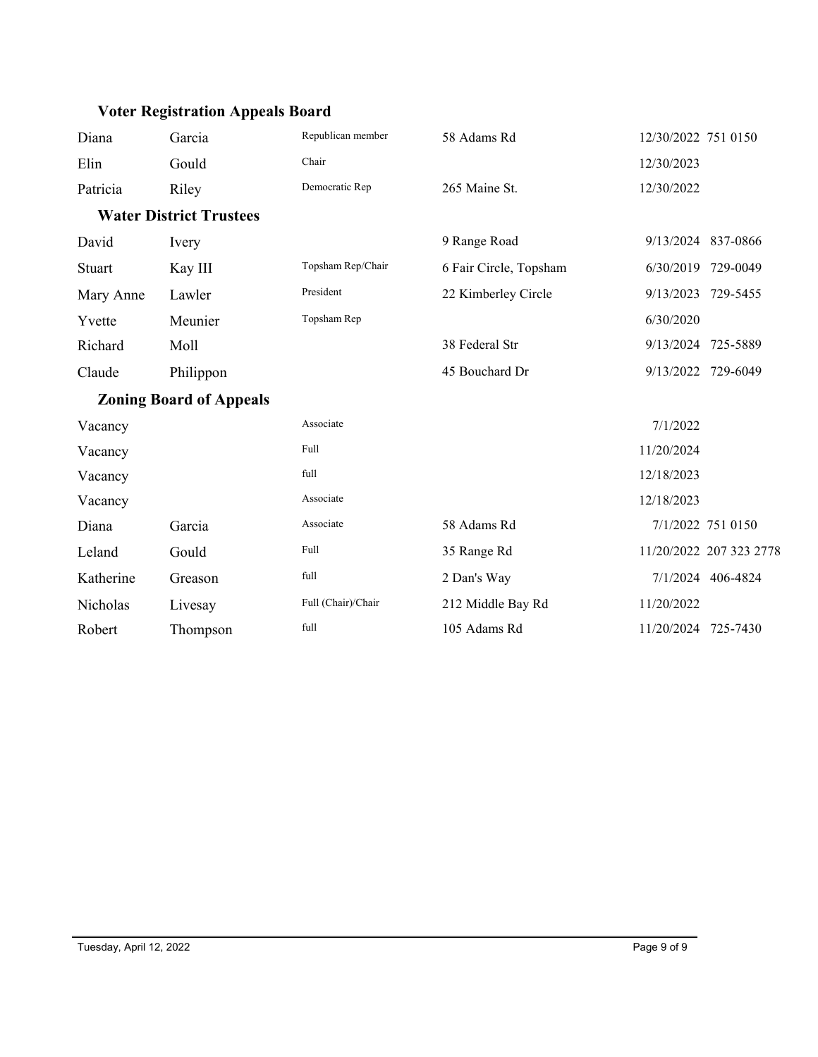### Voter Registration Appeals Board

| | | | | | |
|---|---|---|---|---|---|
| Diana | Garcia | Republican member | 58 Adams Rd | 12/30/2022 | 751 0150 |
| Elin | Gould | Chair | | 12/30/2023 | |
| Patricia | Riley | Democratic Rep | 265 Maine St. | 12/30/2022 | |

### Water District Trustees

| | | | | | |
|---|---|---|---|---|---|
| David | Ivery | | 9 Range Road | 9/13/2024 | 837-0866 |
| Stuart | Kay III | Topsham Rep/Chair | 6 Fair Circle, Topsham | 6/30/2019 | 729-0049 |
| Mary Anne | Lawler | President | 22 Kimberley Circle | 9/13/2023 | 729-5455 |
| Yvette | Meunier | Topsham Rep | | 6/30/2020 | |
| Richard | Moll | | 38 Federal Str | 9/13/2024 | 725-5889 |
| Claude | Philippon | | 45 Bouchard Dr | 9/13/2022 | 729-6049 |

### Zoning Board of Appeals

| | | | | | |
|---|---|---|---|---|---|
| Vacancy | | Associate | | 7/1/2022 | |
| Vacancy | | Full | | 11/20/2024 | |
| Vacancy | | full | | 12/18/2023 | |
| Vacancy | | Associate | | 12/18/2023 | |
| Diana | Garcia | Associate | 58 Adams Rd | 7/1/2022 | 751 0150 |
| Leland | Gould | Full | 35 Range Rd | 11/20/2022 | 207 323 2778 |
| Katherine | Greason | full | 2 Dan's Way | 7/1/2024 | 406-4824 |
| Nicholas | Livesay | Full (Chair)/Chair | 212 Middle Bay Rd | 11/20/2022 | |
| Robert | Thompson | full | 105 Adams Rd | 11/20/2024 | 725-7430 |